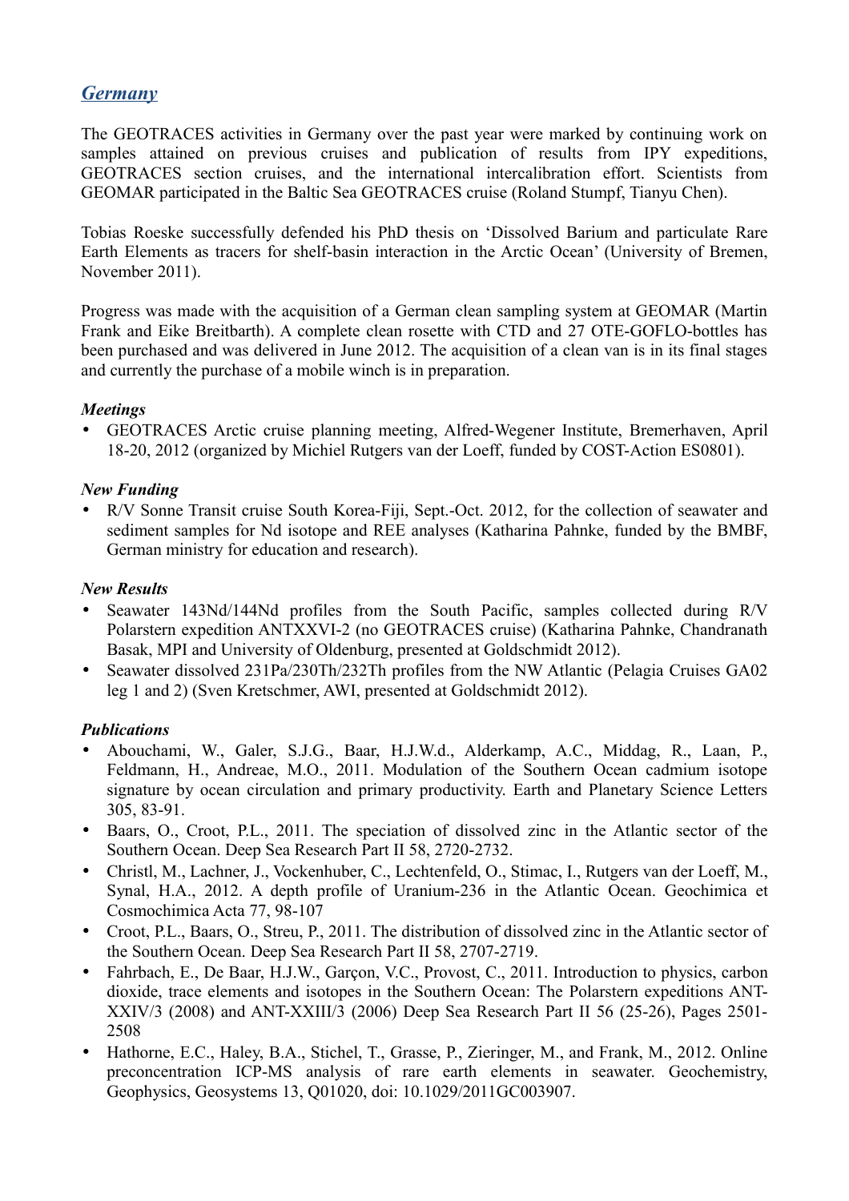## *Germany*

The GEOTRACES activities in Germany over the past year were marked by continuing work on samples attained on previous cruises and publication of results from IPY expeditions, GEOTRACES section cruises, and the international intercalibration effort. Scientists from GEOMAR participated in the Baltic Sea GEOTRACES cruise (Roland Stumpf, Tianyu Chen).

Tobias Roeske successfully defended his PhD thesis on 'Dissolved Barium and particulate Rare Earth Elements as tracers for shelf-basin interaction in the Arctic Ocean' (University of Bremen, November 2011).

Progress was made with the acquisition of a German clean sampling system at GEOMAR (Martin Frank and Eike Breitbarth). A complete clean rosette with CTD and 27 OTE-GOFLO-bottles has been purchased and was delivered in June 2012. The acquisition of a clean van is in its final stages and currently the purchase of a mobile winch is in preparation.

### *Meetings*

- GEOTRACES Arctic cruise planning meeting, Alfred-Wegener Institute, Bremerhaven, April 18-20, 2012 (organized by Michiel Rutgers van der Loeff, funded by COST-Action ES0801).

### *New Funding*

- R/V Sonne Transit cruise South Korea-Fiji, Sept.-Oct. 2012, for the collection of seawater and sediment samples for Nd isotope and REE analyses (Katharina Pahnke, funded by the BMBF, German ministry for education and research).

### *New Results*

- Seawater 143Nd/144Nd profiles from the South Pacific, samples collected during R/V Polarstern expedition ANTXXVI-2 (no GEOTRACES cruise) (Katharina Pahnke, Chandranath Basak, MPI and University of Oldenburg, presented at Goldschmidt 2012).
- Seawater dissolved 231Pa/230Th/232Th profiles from the NW Atlantic (Pelagia Cruises GA02 leg 1 and 2) (Sven Kretschmer, AWI, presented at Goldschmidt 2012).

### *Publications*

- Abouchami, W., Galer, S.J.G., Baar, H.J.W.d., Alderkamp, A.C., Middag, R., Laan, P., Feldmann, H., Andreae, M.O., 2011. Modulation of the Southern Ocean cadmium isotope signature by ocean circulation and primary productivity. Earth and Planetary Science Letters 305, 83-91.
- Baars, O., Croot, P.L., 2011. The speciation of dissolved zinc in the Atlantic sector of the Southern Ocean. Deep Sea Research Part II 58, 2720-2732.
- Christl, M., Lachner, J., Vockenhuber, C., Lechtenfeld, O., Stimac, I., Rutgers van der Loeff, M., Synal, H.A., 2012. A depth profile of Uranium-236 in the Atlantic Ocean. Geochimica et Cosmochimica Acta 77, 98-107
- Croot, P.L., Baars, O., Streu, P., 2011. The distribution of dissolved zinc in the Atlantic sector of the Southern Ocean. Deep Sea Research Part II 58, 2707-2719.
- Fahrbach, E., De Baar, H.J.W., Garçon, V.C., Provost, C., 2011. Introduction to physics, carbon dioxide, trace elements and isotopes in the Southern Ocean: The Polarstern expeditions ANT-XXIV/3 (2008) and ANT-XXIII/3 (2006) Deep Sea Research Part II 56 (25-26), Pages 2501-2508
- Hathorne, E.C., Haley, B.A., Stichel, T., Grasse, P., Zieringer, M., and Frank, M., 2012. Online preconcentration ICP-MS analysis of rare earth elements in seawater. Geochemistry, Geophysics, Geosystems 13, Q01020, doi: 10.1029/2011GC003907.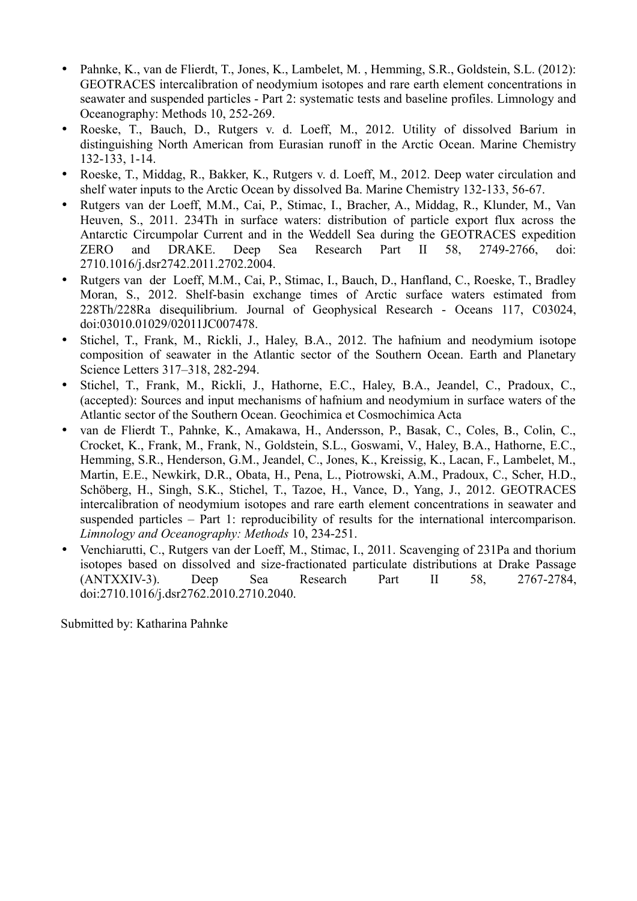- Pahnke, K., van de Flierdt, T., Jones, K., Lambelet, M. , Hemming, S.R., Goldstein, S.L. (2012): GEOTRACES intercalibration of neodymium isotopes and rare earth element concentrations in seawater and suspended particles - Part 2: systematic tests and baseline profiles. Limnology and Oceanography: Methods 10, 252-269.
- Roeske, T., Bauch, D., Rutgers v. d. Loeff, M., 2012. Utility of dissolved Barium in distinguishing North American from Eurasian runoff in the Arctic Ocean. Marine Chemistry 132-133, 1-14.
- Roeske, T., Middag, R., Bakker, K., Rutgers v. d. Loeff, M., 2012. Deep water circulation and shelf water inputs to the Arctic Ocean by dissolved Ba. Marine Chemistry 132-133, 56-67.
- Rutgers van der Loeff, M.M., Cai, P., Stimac, I., Bracher, A., Middag, R., Klunder, M., Van Heuven, S., 2011. 234Th in surface waters: distribution of particle export flux across the Antarctic Circumpolar Current and in the Weddell Sea during the GEOTRACES expedition ZERO and DRAKE. Deep Sea Research Part II 58, 2749-2766, doi: 2710.1016/j.dsr2742.2011.2702.2004.
- Rutgers van der Loeff, M.M., Cai, P., Stimac, I., Bauch, D., Hanfland, C., Roeske, T., Bradley Moran, S., 2012. Shelf-basin exchange times of Arctic surface waters estimated from 228Th/228Ra disequilibrium. Journal of Geophysical Research - Oceans 117, C03024, doi:03010.01029/02011JC007478.
- Stichel, T., Frank, M., Rickli, J., Haley, B.A., 2012. The hafnium and neodymium isotope composition of seawater in the Atlantic sector of the Southern Ocean. Earth and Planetary Science Letters 317–318, 282-294.
- Stichel, T., Frank, M., Rickli, J., Hathorne, E.C., Haley, B.A., Jeandel, C., Pradoux, C., (accepted): Sources and input mechanisms of hafnium and neodymium in surface waters of the Atlantic sector of the Southern Ocean. Geochimica et Cosmochimica Acta
- van de Flierdt T., Pahnke, K., Amakawa, H., Andersson, P., Basak, C., Coles, B., Colin, C., Crocket, K., Frank, M., Frank, N., Goldstein, S.L., Goswami, V., Haley, B.A., Hathorne, E.C., Hemming, S.R., Henderson, G.M., Jeandel, C., Jones, K., Kreissig, K., Lacan, F., Lambelet, M., Martin, E.E., Newkirk, D.R., Obata, H., Pena, L., Piotrowski, A.M., Pradoux, C., Scher, H.D., Schöberg, H., Singh, S.K., Stichel, T., Tazoe, H., Vance, D., Yang, J., 2012. GEOTRACES intercalibration of neodymium isotopes and rare earth element concentrations in seawater and suspended particles – Part 1: reproducibility of results for the international intercomparison. *Limnology and Oceanography: Methods* 10, 234-251.
- Venchiarutti, C., Rutgers van der Loeff, M., Stimac, I., 2011. Scavenging of 231Pa and thorium isotopes based on dissolved and size-fractionated particulate distributions at Drake Passage (ANTXXIV-3). Deep Sea Research Part II 58, 2767-2784, doi:2710.1016/j.dsr2762.2010.2710.2040.

Submitted by: Katharina Pahnke